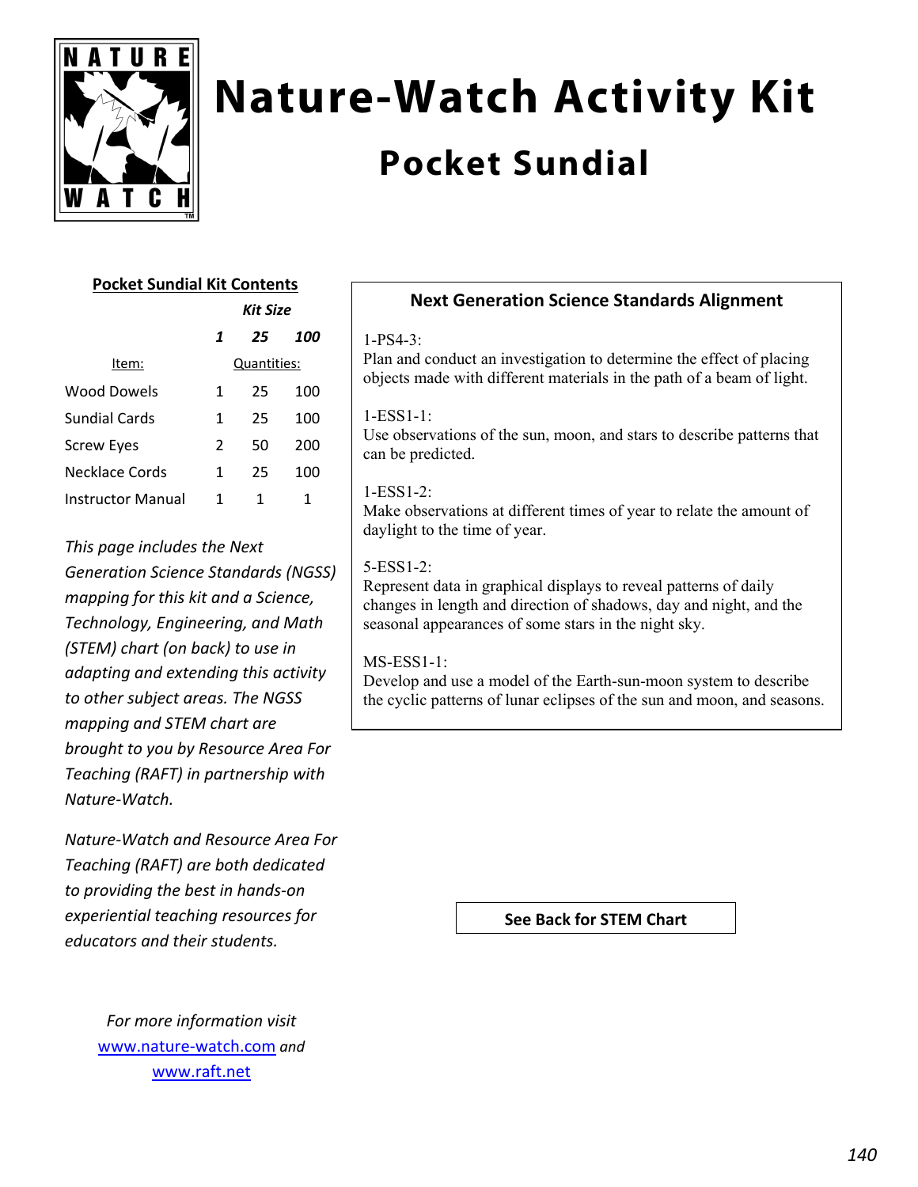# Nature-Watch Activity Kit

## Pocket Sundial

### Pocket Sundial Kit Contents

| | Kit Size | | |
|---|---|---|---|
| | *1* | *25* | *100* |
| Item: | Quantities: | | |
| Wood Dowels | 1 | 25 | 100 |
| Sundial Cards | 1 | 25 | 100 |
| Screw Eyes | 2 | 50 | 200 |
| Necklace Cords | 1 | 25 | 100 |
| Instructor Manual | 1 | 1 | 1 |

*This page includes the Next Generation Science Standards (NGSS) mapping for this kit and a Science, Technology, Engineering, and Math (STEM) chart (on back) to use in adapting and extending this activity to other subject areas. The NGSS mapping and STEM chart are brought to you by Resource Area For Teaching (RAFT) in partnership with Nature-Watch.*

*Nature-Watch and Resource Area For Teaching (RAFT) are both dedicated to providing the best in hands-on experiential teaching resources for educators and their students.*

*For more information visit* www.nature-watch.com *and* www.raft.net

### Next Generation Science Standards Alignment

1-PS4-3:
Plan and conduct an investigation to determine the effect of placing objects made with different materials in the path of a beam of light.

1-ESS1-1:
Use observations of the sun, moon, and stars to describe patterns that can be predicted.

1-ESS1-2:
Make observations at different times of year to relate the amount of daylight to the time of year.

5-ESS1-2:
Represent data in graphical displays to reveal patterns of daily changes in length and direction of shadows, day and night, and the seasonal appearances of some stars in the night sky.

MS-ESS1-1:
Develop and use a model of the Earth-sun-moon system to describe the cyclic patterns of lunar eclipses of the sun and moon, and seasons.

**See Back for STEM Chart**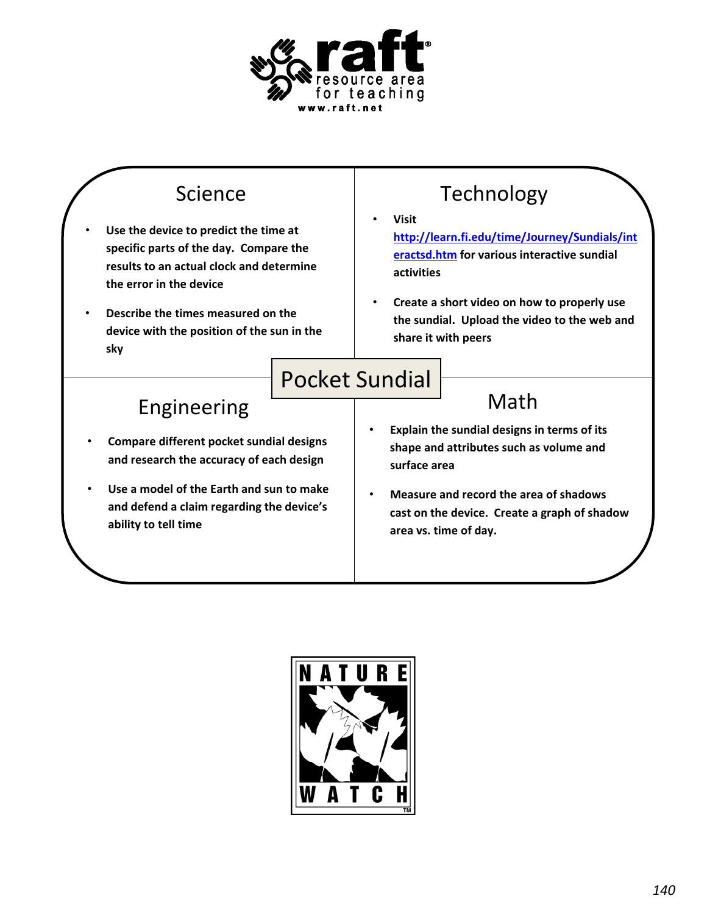raft® resource area for teaching www.raft.net

# Pocket Sundial

## Science

- Use the device to predict the time at specific parts of the day. Compare the results to an actual clock and determine the error in the device
- Describe the times measured on the device with the position of the sun in the sky

## Technology

- Visit http://learn.fi.edu/time/Journey/Sundials/interactsd.htm for various interactive sundial activities
- Create a short video on how to properly use the sundial. Upload the video to the web and share it with peers

## Engineering

- Compare different pocket sundial designs and research the accuracy of each design
- Use a model of the Earth and sun to make and defend a claim regarding the device's ability to tell time

## Math

- Explain the sundial designs in terms of its shape and attributes such as volume and surface area
- Measure and record the area of shadows cast on the device. Create a graph of shadow area vs. time of day.

NATURE WATCH™